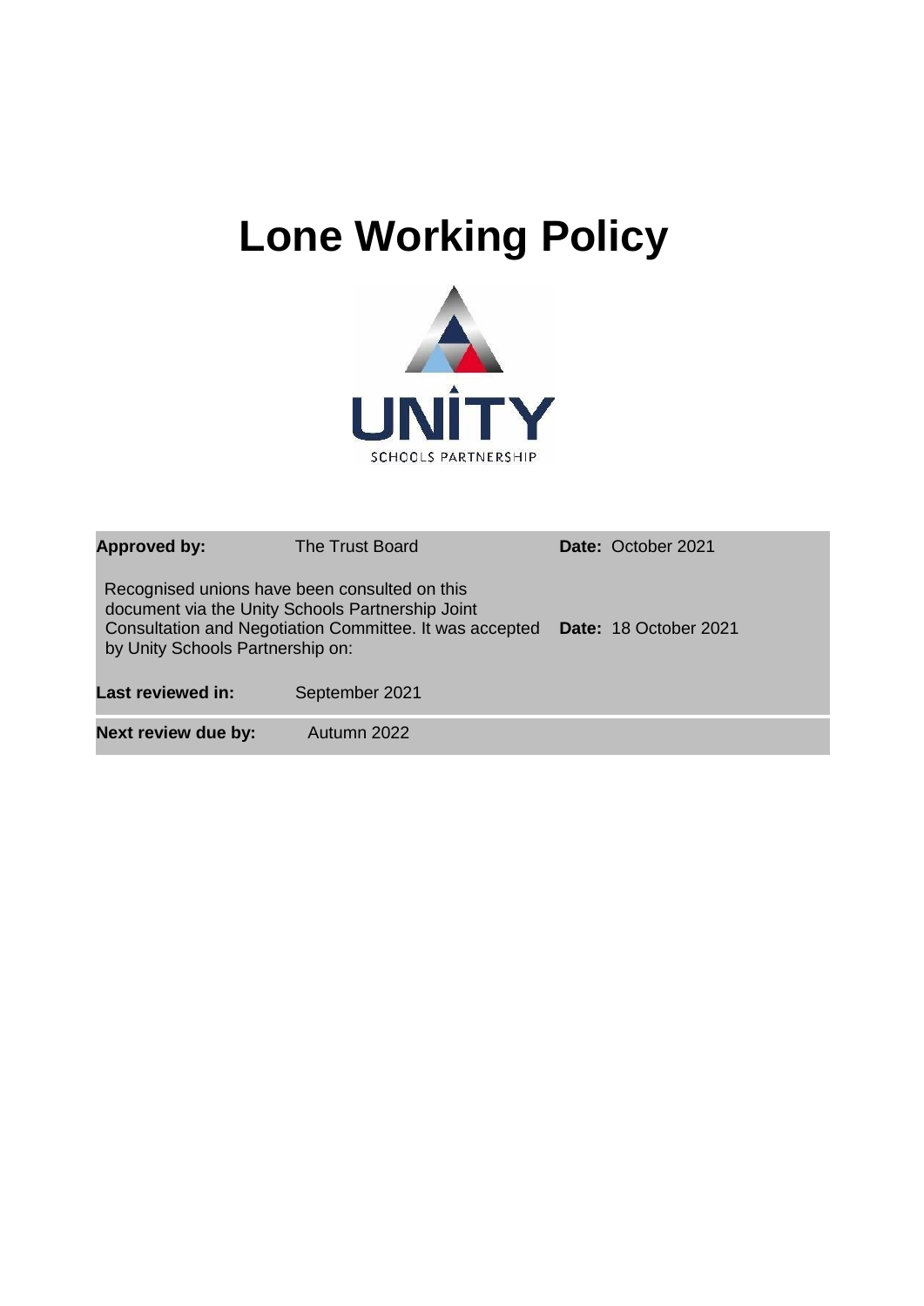# Lone Working Policy

UNITY

SCHOOLS PARTNERSHIP

| **Approved by:** | The Trust Board | **Date:** October 2021 |
|---|---|---|
| Recognised unions have been consulted on this document via the Unity Schools Partnership Joint Consultation and Negotiation Committee. It was accepted by Unity Schools Partnership on: | | **Date:** 18 October 2021 |
| **Last reviewed in:** | September 2021 | |
| **Next review due by:** | Autumn 2022 | |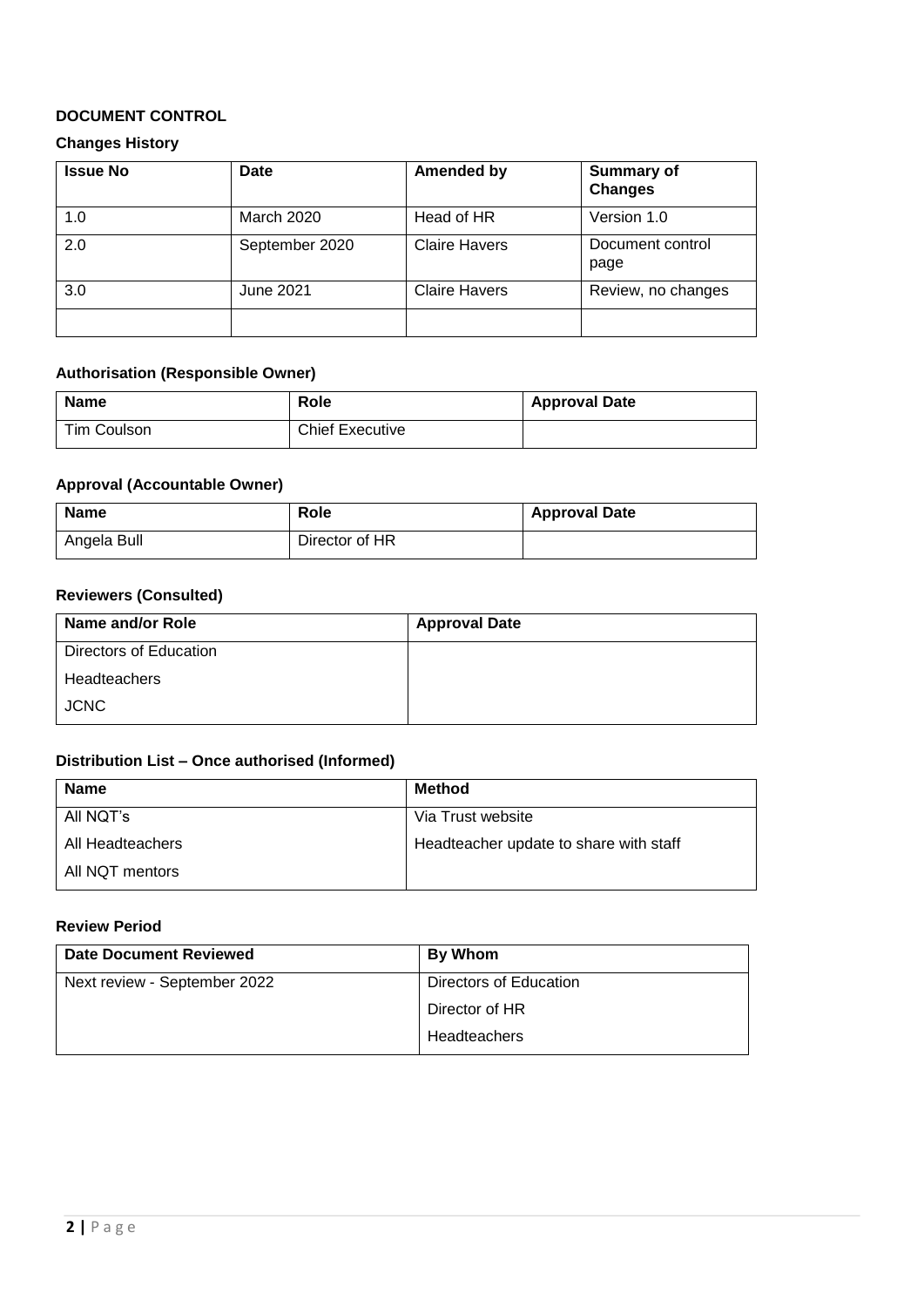**DOCUMENT CONTROL**

**Changes History**

| Issue No | Date | Amended by | Summary of Changes |
|---|---|---|---|
| 1.0 | March 2020 | Head of HR | Version 1.0 |
| 2.0 | September 2020 | Claire Havers | Document control page |
| 3.0 | June 2021 | Claire Havers | Review, no changes |
| | | | |

**Authorisation (Responsible Owner)**

| Name | Role | Approval Date |
|---|---|---|
| Tim Coulson | Chief Executive | |

**Approval (Accountable Owner)**

| Name | Role | Approval Date |
|---|---|---|
| Angela Bull | Director of HR | |

**Reviewers (Consulted)**

| Name and/or Role | Approval Date |
|---|---|
| Directors of Education | |
| Headteachers | |
| JCNC | |

**Distribution List – Once authorised (Informed)**

| Name | Method |
|---|---|
| All NQT's | Via Trust website |
| All Headteachers | Headteacher update to share with staff |
| All NQT mentors | |

**Review Period**

| Date Document Reviewed | By Whom |
|---|---|
| Next review - September 2022 | Directors of Education |
| | Director of HR |
| | Headteachers |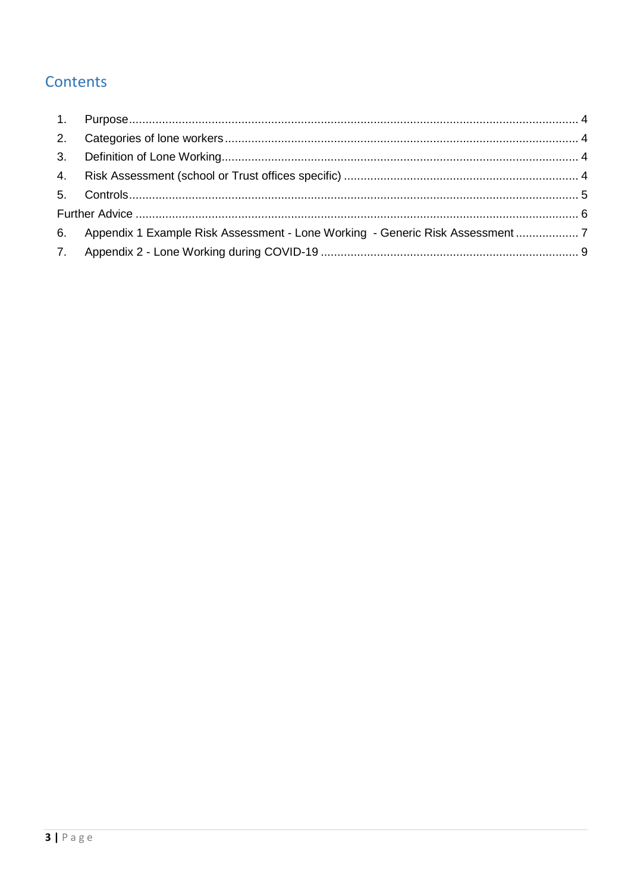## Contents

1. Purpose ..... 4
2. Categories of lone workers ..... 4
3. Definition of Lone Working ..... 4
4. Risk Assessment (school or Trust offices specific) ..... 4
5. Controls ..... 5

Further Advice ..... 6

6. Appendix 1 Example Risk Assessment - Lone Working - Generic Risk Assessment ..... 7
7. Appendix 2 - Lone Working during COVID-19 ..... 9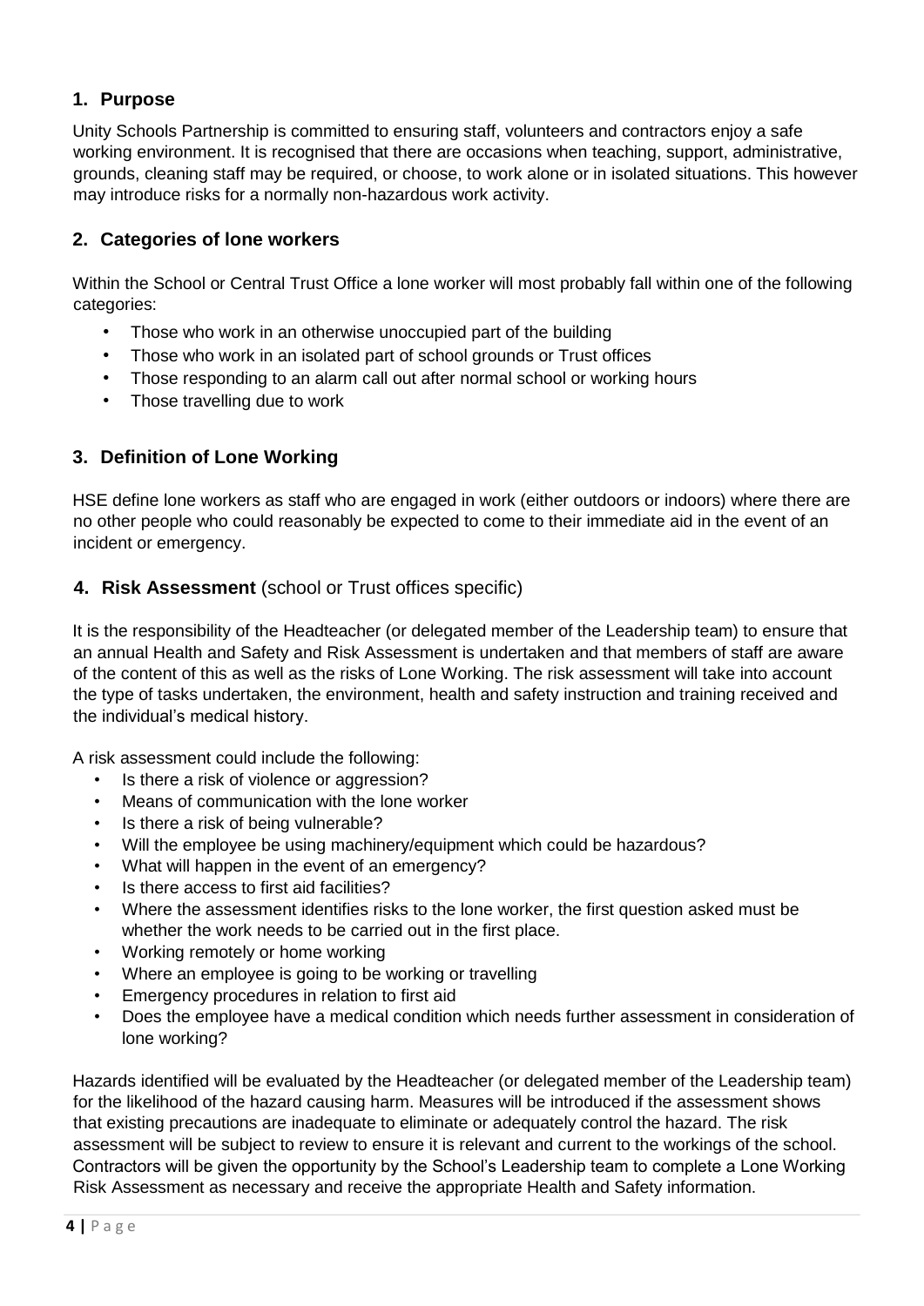## 1. Purpose

Unity Schools Partnership is committed to ensuring staff, volunteers and contractors enjoy a safe working environment. It is recognised that there are occasions when teaching, support, administrative, grounds, cleaning staff may be required, or choose, to work alone or in isolated situations. This however may introduce risks for a normally non-hazardous work activity.

## 2. Categories of lone workers

Within the School or Central Trust Office a lone worker will most probably fall within one of the following categories:

- Those who work in an otherwise unoccupied part of the building
- Those who work in an isolated part of school grounds or Trust offices
- Those responding to an alarm call out after normal school or working hours
- Those travelling due to work

## 3. Definition of Lone Working

HSE define lone workers as staff who are engaged in work (either outdoors or indoors) where there are no other people who could reasonably be expected to come to their immediate aid in the event of an incident or emergency.

## 4. Risk Assessment (school or Trust offices specific)

It is the responsibility of the Headteacher (or delegated member of the Leadership team) to ensure that an annual Health and Safety and Risk Assessment is undertaken and that members of staff are aware of the content of this as well as the risks of Lone Working. The risk assessment will take into account the type of tasks undertaken, the environment, health and safety instruction and training received and the individual's medical history.

A risk assessment could include the following:

- Is there a risk of violence or aggression?
- Means of communication with the lone worker
- Is there a risk of being vulnerable?
- Will the employee be using machinery/equipment which could be hazardous?
- What will happen in the event of an emergency?
- Is there access to first aid facilities?
- Where the assessment identifies risks to the lone worker, the first question asked must be whether the work needs to be carried out in the first place.
- Working remotely or home working
- Where an employee is going to be working or travelling
- Emergency procedures in relation to first aid
- Does the employee have a medical condition which needs further assessment in consideration of lone working?

Hazards identified will be evaluated by the Headteacher (or delegated member of the Leadership team) for the likelihood of the hazard causing harm. Measures will be introduced if the assessment shows that existing precautions are inadequate to eliminate or adequately control the hazard. The risk assessment will be subject to review to ensure it is relevant and current to the workings of the school. Contractors will be given the opportunity by the School's Leadership team to complete a Lone Working Risk Assessment as necessary and receive the appropriate Health and Safety information.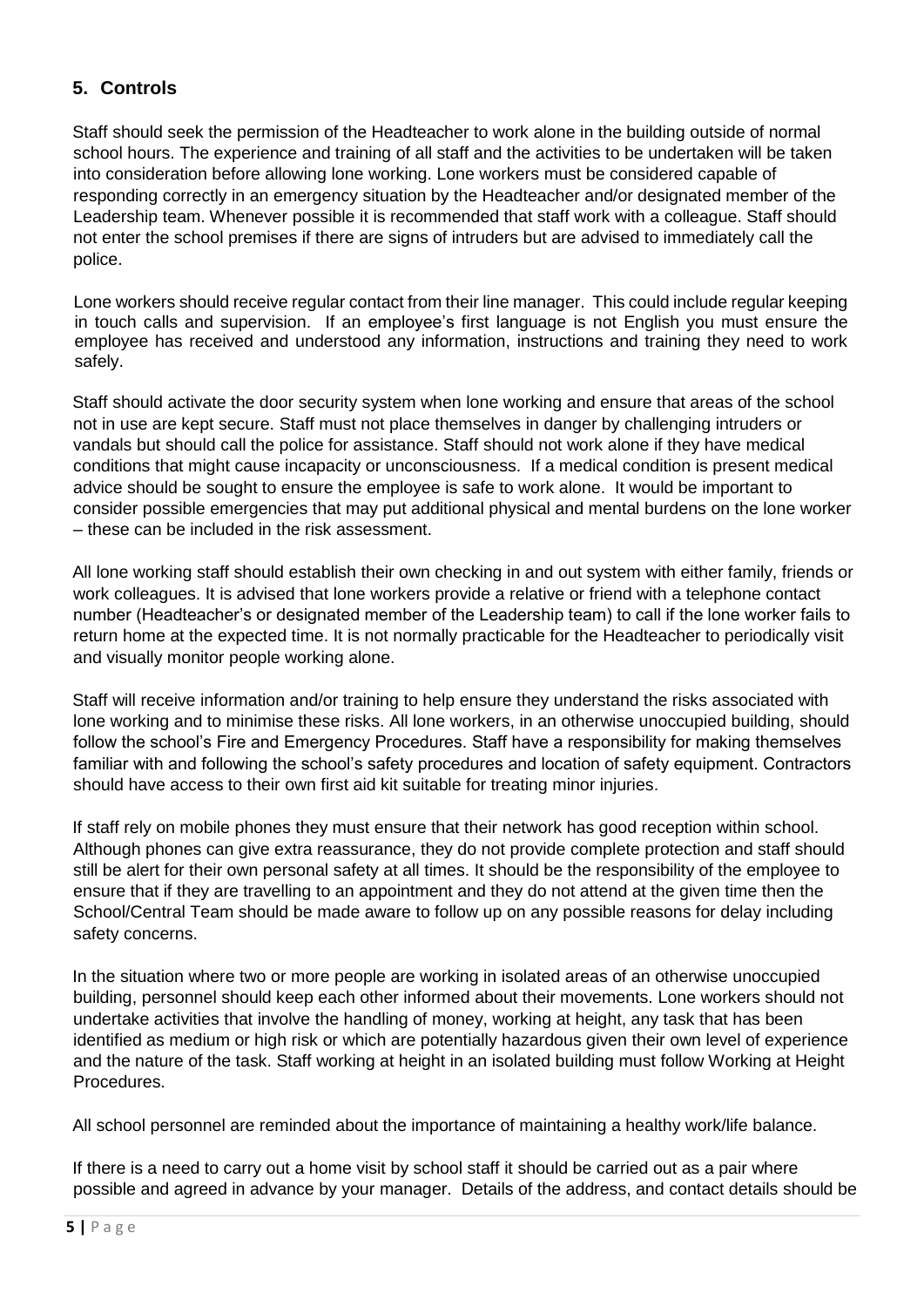## 5. Controls

Staff should seek the permission of the Headteacher to work alone in the building outside of normal school hours. The experience and training of all staff and the activities to be undertaken will be taken into consideration before allowing lone working. Lone workers must be considered capable of responding correctly in an emergency situation by the Headteacher and/or designated member of the Leadership team. Whenever possible it is recommended that staff work with a colleague. Staff should not enter the school premises if there are signs of intruders but are advised to immediately call the police.

Lone workers should receive regular contact from their line manager. This could include regular keeping in touch calls and supervision. If an employee's first language is not English you must ensure the employee has received and understood any information, instructions and training they need to work safely.

Staff should activate the door security system when lone working and ensure that areas of the school not in use are kept secure. Staff must not place themselves in danger by challenging intruders or vandals but should call the police for assistance. Staff should not work alone if they have medical conditions that might cause incapacity or unconsciousness. If a medical condition is present medical advice should be sought to ensure the employee is safe to work alone. It would be important to consider possible emergencies that may put additional physical and mental burdens on the lone worker – these can be included in the risk assessment.

All lone working staff should establish their own checking in and out system with either family, friends or work colleagues. It is advised that lone workers provide a relative or friend with a telephone contact number (Headteacher's or designated member of the Leadership team) to call if the lone worker fails to return home at the expected time. It is not normally practicable for the Headteacher to periodically visit and visually monitor people working alone.

Staff will receive information and/or training to help ensure they understand the risks associated with lone working and to minimise these risks. All lone workers, in an otherwise unoccupied building, should follow the school's Fire and Emergency Procedures. Staff have a responsibility for making themselves familiar with and following the school's safety procedures and location of safety equipment. Contractors should have access to their own first aid kit suitable for treating minor injuries.

If staff rely on mobile phones they must ensure that their network has good reception within school. Although phones can give extra reassurance, they do not provide complete protection and staff should still be alert for their own personal safety at all times. It should be the responsibility of the employee to ensure that if they are travelling to an appointment and they do not attend at the given time then the School/Central Team should be made aware to follow up on any possible reasons for delay including safety concerns.

In the situation where two or more people are working in isolated areas of an otherwise unoccupied building, personnel should keep each other informed about their movements. Lone workers should not undertake activities that involve the handling of money, working at height, any task that has been identified as medium or high risk or which are potentially hazardous given their own level of experience and the nature of the task. Staff working at height in an isolated building must follow Working at Height Procedures.

All school personnel are reminded about the importance of maintaining a healthy work/life balance.

If there is a need to carry out a home visit by school staff it should be carried out as a pair where possible and agreed in advance by your manager. Details of the address, and contact details should be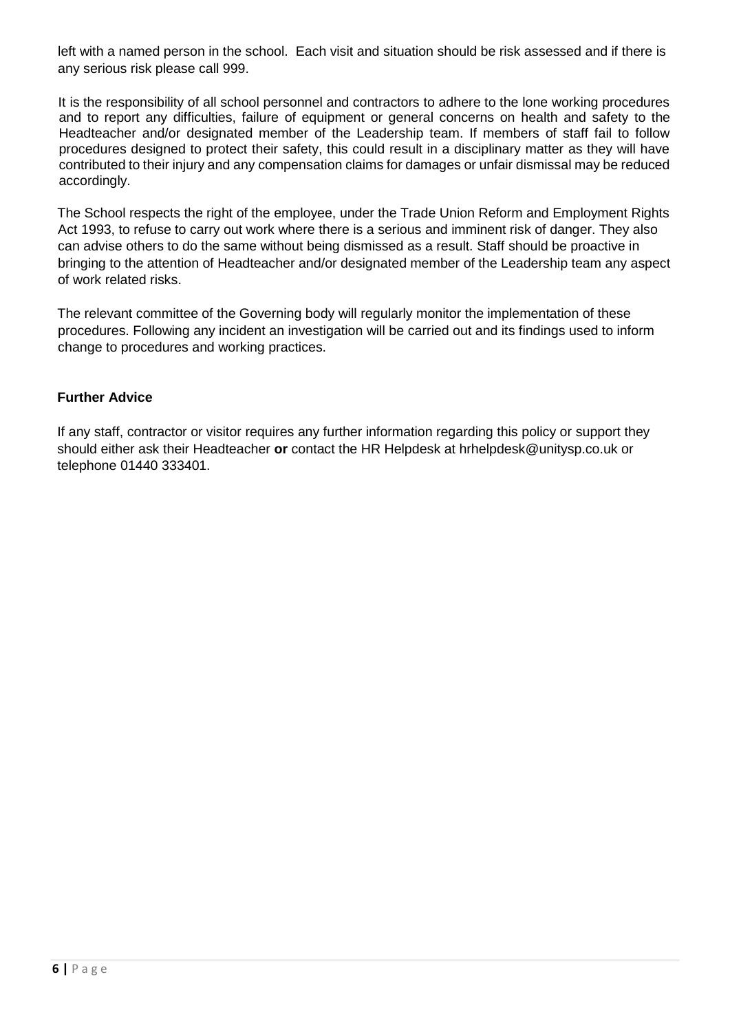left with a named person in the school. Each visit and situation should be risk assessed and if there is any serious risk please call 999.

It is the responsibility of all school personnel and contractors to adhere to the lone working procedures and to report any difficulties, failure of equipment or general concerns on health and safety to the Headteacher and/or designated member of the Leadership team. If members of staff fail to follow procedures designed to protect their safety, this could result in a disciplinary matter as they will have contributed to their injury and any compensation claims for damages or unfair dismissal may be reduced accordingly.

The School respects the right of the employee, under the Trade Union Reform and Employment Rights Act 1993, to refuse to carry out work where there is a serious and imminent risk of danger. They also can advise others to do the same without being dismissed as a result. Staff should be proactive in bringing to the attention of Headteacher and/or designated member of the Leadership team any aspect of work related risks.

The relevant committee of the Governing body will regularly monitor the implementation of these procedures. Following any incident an investigation will be carried out and its findings used to inform change to procedures and working practices.

**Further Advice**

If any staff, contractor or visitor requires any further information regarding this policy or support they should either ask their Headteacher **or** contact the HR Helpdesk at hrhelpdesk@unitysp.co.uk or telephone 01440 333401.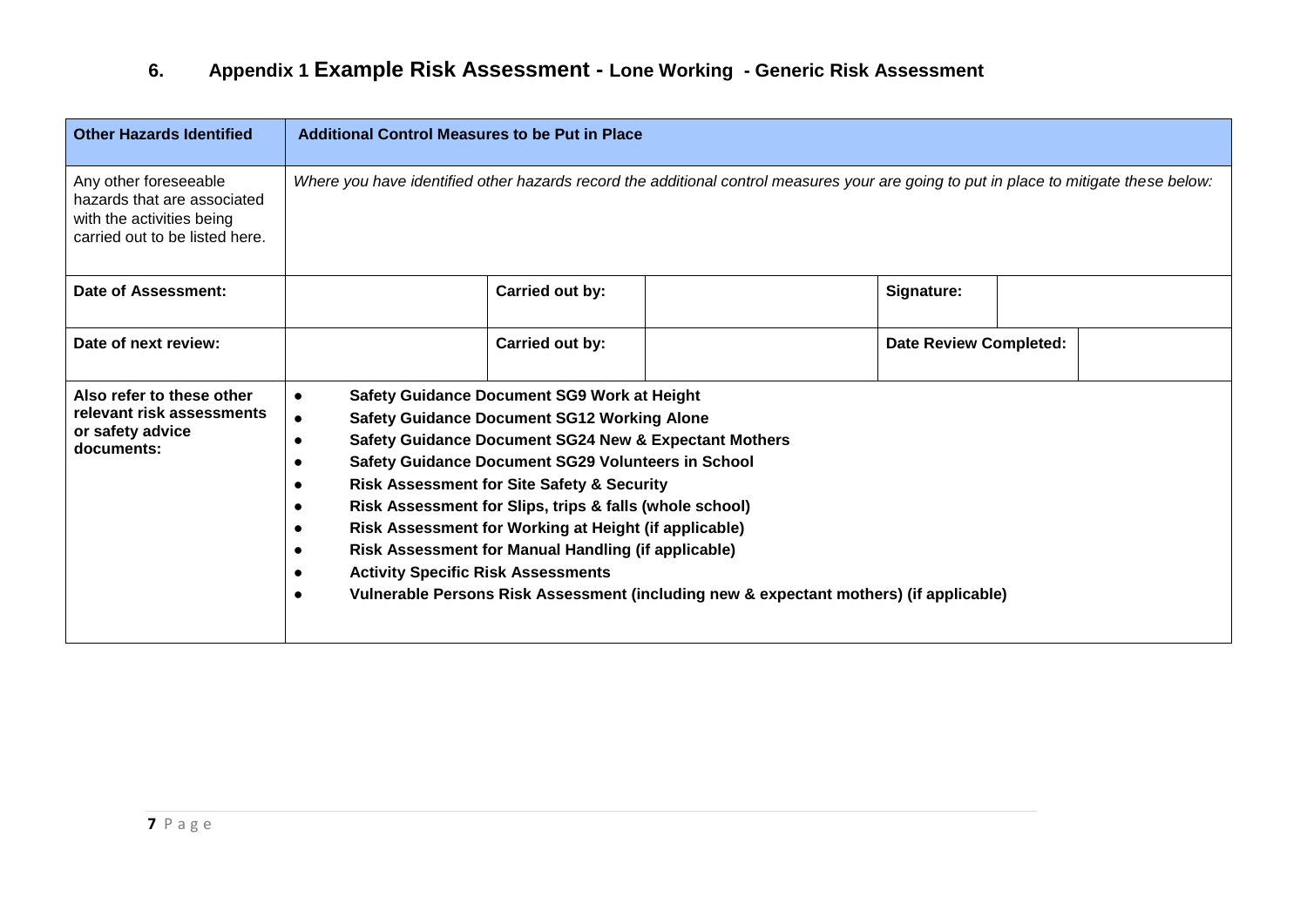## 6. Appendix 1 Example Risk Assessment - Lone Working - Generic Risk Assessment

| **Other Hazards Identified** | **Additional Control Measures to be Put in Place** | | | | | |
|---|---|---|---|---|---|---|
| Any other foreseeable hazards that are associated with the activities being carried out to be listed here. | *Where you have identified other hazards record the additional control measures your are going to put in place to mitigate these below:* | | | | | |
| **Date of Assessment:** | | **Carried out by:** | | **Signature:** | | |
| **Date of next review:** | | **Carried out by:** | | **Date Review Completed:** | | |
| **Also refer to these other relevant risk assessments or safety advice documents:** | ● **Safety Guidance Document SG9 Work at Height**<br>● **Safety Guidance Document SG12 Working Alone**<br>● **Safety Guidance Document SG24 New & Expectant Mothers**<br>● **Safety Guidance Document SG29 Volunteers in School**<br>● **Risk Assessment for Site Safety & Security**<br>● **Risk Assessment for Slips, trips & falls (whole school)**<br>● **Risk Assessment for Working at Height (if applicable)**<br>● **Risk Assessment for Manual Handling (if applicable)**<br>● **Activity Specific Risk Assessments**<br>● **Vulnerable Persons Risk Assessment (including new & expectant mothers) (if applicable)** | | | | | |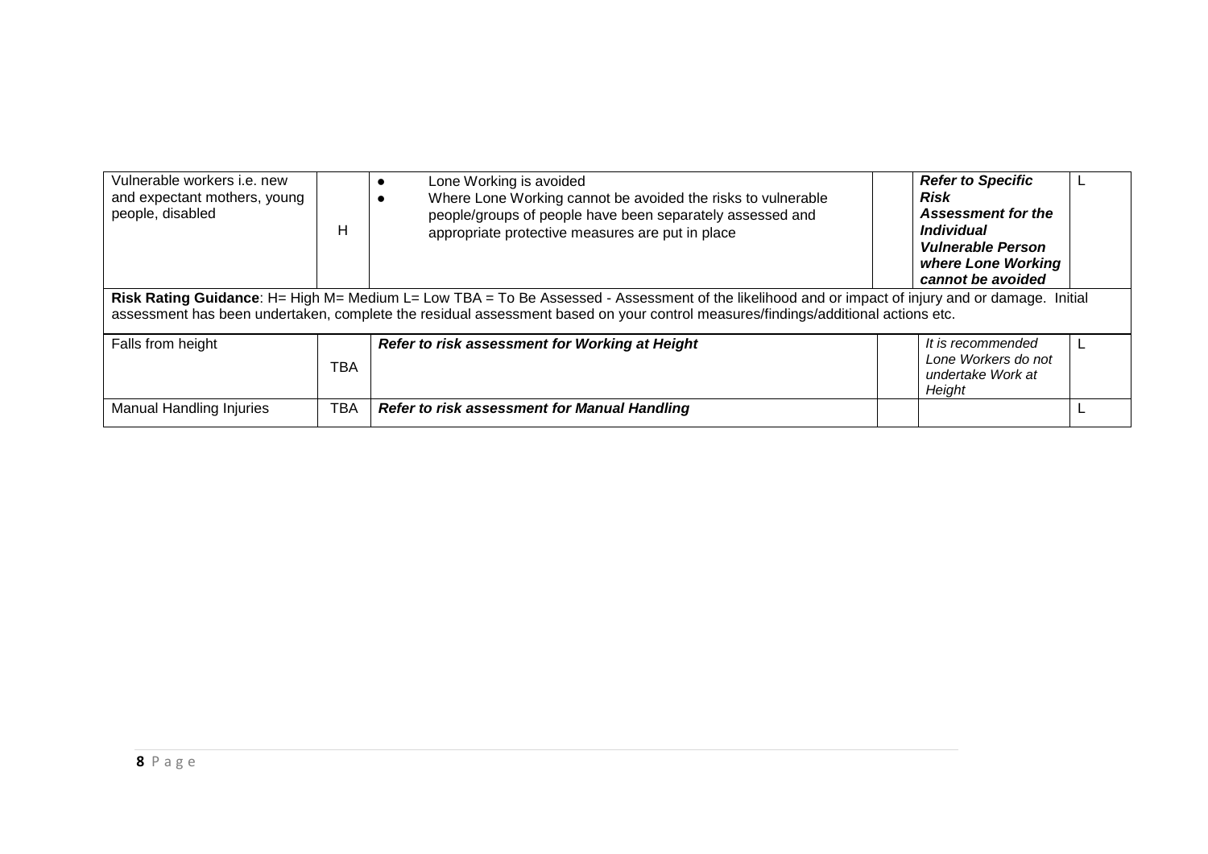| | | | | | |
|---|---|---|---|---|---|
| Vulnerable workers i.e. new and expectant mothers, young people, disabled | H | ● Lone Working is avoided<br>● Where Lone Working cannot be avoided the risks to vulnerable people/groups of people have been separately assessed and appropriate protective measures are put in place | | ***Refer to Specific Risk Assessment for the Individual Vulnerable Person where Lone Working cannot be avoided*** | L |

**Risk Rating Guidance**: H= High M= Medium L= Low TBA = To Be Assessed - Assessment of the likelihood and or impact of injury and or damage. Initial assessment has been undertaken, complete the residual assessment based on your control measures/findings/additional actions etc.

| | | | | | |
|---|---|---|---|---|---|
| Falls from height | TBA | ***Refer to risk assessment for Working at Height*** | | *It is recommended Lone Workers do not undertake Work at Height* | L |
| Manual Handling Injuries | TBA | ***Refer to risk assessment for Manual Handling*** | | | L |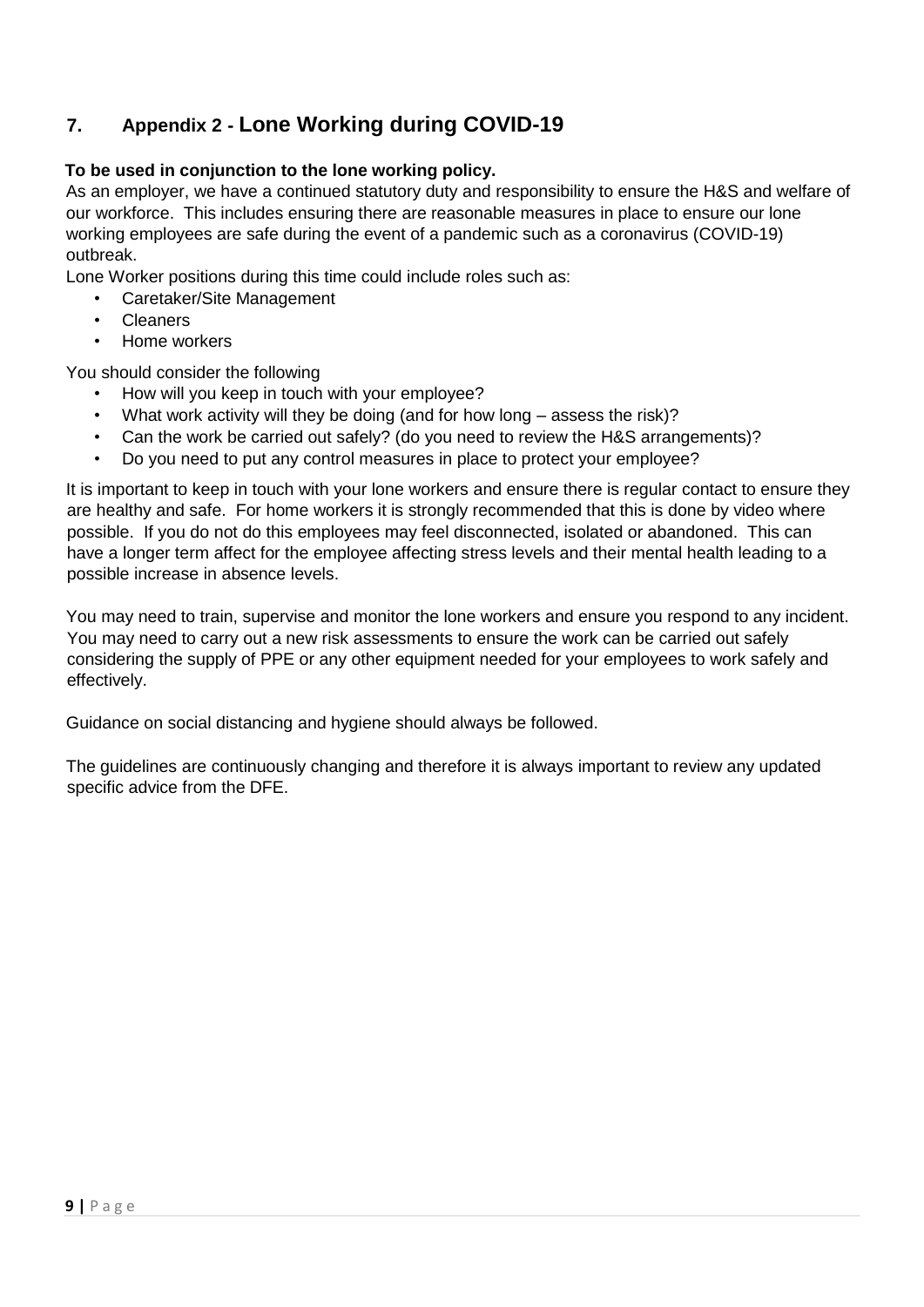## 7. Appendix 2 - Lone Working during COVID-19

**To be used in conjunction to the lone working policy.**

As an employer, we have a continued statutory duty and responsibility to ensure the H&S and welfare of our workforce. This includes ensuring there are reasonable measures in place to ensure our lone working employees are safe during the event of a pandemic such as a coronavirus (COVID-19) outbreak.

Lone Worker positions during this time could include roles such as:

- Caretaker/Site Management
- Cleaners
- Home workers

You should consider the following

- How will you keep in touch with your employee?
- What work activity will they be doing (and for how long – assess the risk)?
- Can the work be carried out safely? (do you need to review the H&S arrangements)?
- Do you need to put any control measures in place to protect your employee?

It is important to keep in touch with your lone workers and ensure there is regular contact to ensure they are healthy and safe. For home workers it is strongly recommended that this is done by video where possible. If you do not do this employees may feel disconnected, isolated or abandoned. This can have a longer term affect for the employee affecting stress levels and their mental health leading to a possible increase in absence levels.

You may need to train, supervise and monitor the lone workers and ensure you respond to any incident. You may need to carry out a new risk assessments to ensure the work can be carried out safely considering the supply of PPE or any other equipment needed for your employees to work safely and effectively.

Guidance on social distancing and hygiene should always be followed.

The guidelines are continuously changing and therefore it is always important to review any updated specific advice from the DFE.